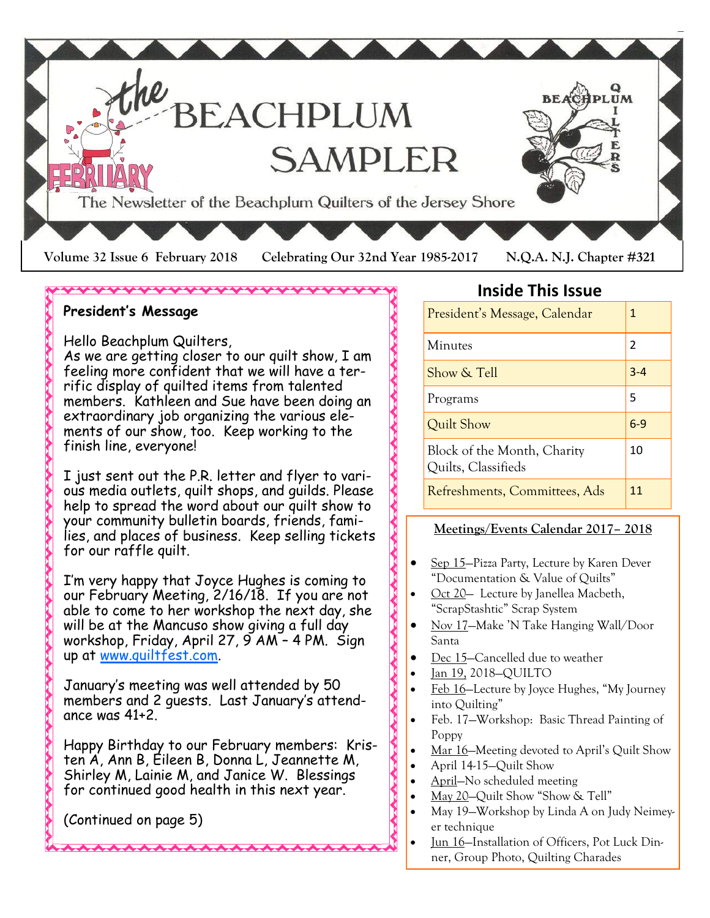# the BEACHPLUM SAMPLER

The Newsletter of the Beachplum Quilters of the Jersey Shore

FEBRUARY

Volume 32 Issue 6 February 2018 Celebrating Our 32nd Year 1985-2017 N.Q.A. N.J. Chapter #321

## President's Message

Hello Beachplum Quilters,
As we are getting closer to our quilt show, I am feeling more confident that we will have a terrific display of quilted items from talented members. Kathleen and Sue have been doing an extraordinary job organizing the various elements of our show, too. Keep working to the finish line, everyone!

I just sent out the P.R. letter and flyer to various media outlets, quilt shops, and guilds. Please help to spread the word about our quilt show to your community bulletin boards, friends, families, and places of business. Keep selling tickets for our raffle quilt.

I'm very happy that Joyce Hughes is coming to our February Meeting, 2/16/18. If you are not able to come to her workshop the next day, she will be at the Mancuso show giving a full day workshop, Friday, April 27, 9 AM – 4 PM. Sign up at www.quiltfest.com.

January's meeting was well attended by 50 members and 2 guests. Last January's attendance was 41+2.

Happy Birthday to our February members: Kristen A, Ann B, Eileen B, Donna L, Jeannette M, Shirley M, Lainie M, and Janice W. Blessings for continued good health in this next year.

(Continued on page 5)

## Inside This Issue

| | |
|---|---|
| President's Message, Calendar | 1 |
| Minutes | 2 |
| Show & Tell | 3-4 |
| Programs | 5 |
| Quilt Show | 6-9 |
| Block of the Month, Charity Quilts, Classifieds | 10 |
| Refreshments, Committees, Ads | 11 |

### Meetings/Events Calendar 2017– 2018

- Sep 15—Pizza Party, Lecture by Karen Dever "Documentation & Value of Quilts"
- Oct 20— Lecture by Janellea Macbeth, "ScrapStashtic" Scrap System
- Nov 17—Make 'N Take Hanging Wall/Door Santa
- Dec 15—Cancelled due to weather
- Jan 19, 2018—QUILTO
- Feb 16—Lecture by Joyce Hughes, "My Journey into Quilting"
- Feb. 17—Workshop: Basic Thread Painting of Poppy
- Mar 16—Meeting devoted to April's Quilt Show
- April 14-15—Quilt Show
- April—No scheduled meeting
- May 20—Quilt Show "Show & Tell"
- May 19—Workshop by Linda A on Judy Neimeyer technique
- Jun 16—Installation of Officers, Pot Luck Dinner, Group Photo, Quilting Charades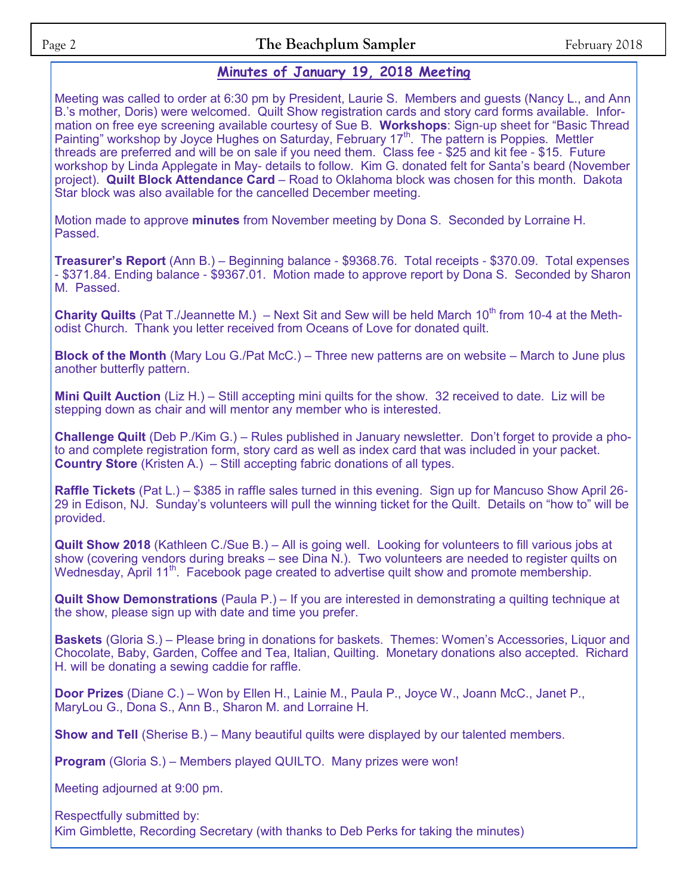## Minutes of January 19, 2018 Meeting

Meeting was called to order at 6:30 pm by President, Laurie S. Members and guests (Nancy L., and Ann B.'s mother, Doris) were welcomed. Quilt Show registration cards and story card forms available. Information on free eye screening available courtesy of Sue B. **Workshops**: Sign-up sheet for "Basic Thread Painting" workshop by Joyce Hughes on Saturday, February 17th. The pattern is Poppies. Mettler threads are preferred and will be on sale if you need them. Class fee - $25 and kit fee - $15. Future workshop by Linda Applegate in May- details to follow. Kim G. donated felt for Santa's beard (November project). **Quilt Block Attendance Card** – Road to Oklahoma block was chosen for this month. Dakota Star block was also available for the cancelled December meeting.

Motion made to approve **minutes** from November meeting by Dona S. Seconded by Lorraine H. Passed.

**Treasurer's Report** (Ann B.) – Beginning balance - $9368.76. Total receipts - $370.09. Total expenses - $371.84. Ending balance - $9367.01. Motion made to approve report by Dona S. Seconded by Sharon M. Passed.

**Charity Quilts** (Pat T./Jeannette M.) – Next Sit and Sew will be held March 10th from 10-4 at the Methodist Church. Thank you letter received from Oceans of Love for donated quilt.

**Block of the Month** (Mary Lou G./Pat McC.) – Three new patterns are on website – March to June plus another butterfly pattern.

**Mini Quilt Auction** (Liz H.) – Still accepting mini quilts for the show. 32 received to date. Liz will be stepping down as chair and will mentor any member who is interested.

**Challenge Quilt** (Deb P./Kim G.) – Rules published in January newsletter. Don't forget to provide a photo and complete registration form, story card as well as index card that was included in your packet.
**Country Store** (Kristen A.) – Still accepting fabric donations of all types.

**Raffle Tickets** (Pat L.) – $385 in raffle sales turned in this evening. Sign up for Mancuso Show April 26-29 in Edison, NJ. Sunday's volunteers will pull the winning ticket for the Quilt. Details on "how to" will be provided.

**Quilt Show 2018** (Kathleen C./Sue B.) – All is going well. Looking for volunteers to fill various jobs at show (covering vendors during breaks – see Dina N.). Two volunteers are needed to register quilts on Wednesday, April 11th. Facebook page created to advertise quilt show and promote membership.

**Quilt Show Demonstrations** (Paula P.) – If you are interested in demonstrating a quilting technique at the show, please sign up with date and time you prefer.

**Baskets** (Gloria S.) – Please bring in donations for baskets. Themes: Women's Accessories, Liquor and Chocolate, Baby, Garden, Coffee and Tea, Italian, Quilting. Monetary donations also accepted. Richard H. will be donating a sewing caddie for raffle.

**Door Prizes** (Diane C.) – Won by Ellen H., Lainie M., Paula P., Joyce W., Joann McC., Janet P., MaryLou G., Dona S., Ann B., Sharon M. and Lorraine H.

**Show and Tell** (Sherise B.) – Many beautiful quilts were displayed by our talented members.

**Program** (Gloria S.) – Members played QUILTO. Many prizes were won!

Meeting adjourned at 9:00 pm.

Respectfully submitted by:
Kim Gimblette, Recording Secretary (with thanks to Deb Perks for taking the minutes)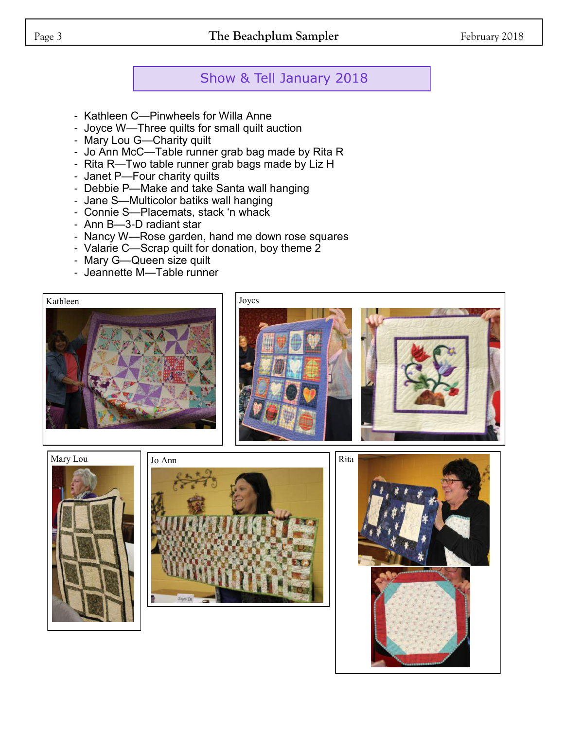## Show & Tell January 2018

- Kathleen C—Pinwheels for Willa Anne
- Joyce W—Three quilts for small quilt auction
- Mary Lou G—Charity quilt
- Jo Ann McC—Table runner grab bag made by Rita R
- Rita R—Two table runner grab bags made by Liz H
- Janet P—Four charity quilts
- Debbie P—Make and take Santa wall hanging
- Jane S—Multicolor batiks wall hanging
- Connie S—Placemats, stack 'n whack
- Ann B—3-D radiant star
- Nancy W—Rose garden, hand me down rose squares
- Valarie C—Scrap quilt for donation, boy theme 2
- Mary G—Queen size quilt
- Jeannette M—Table runner

Kathleen

Joycs

Mary Lou

Jo Ann

Rita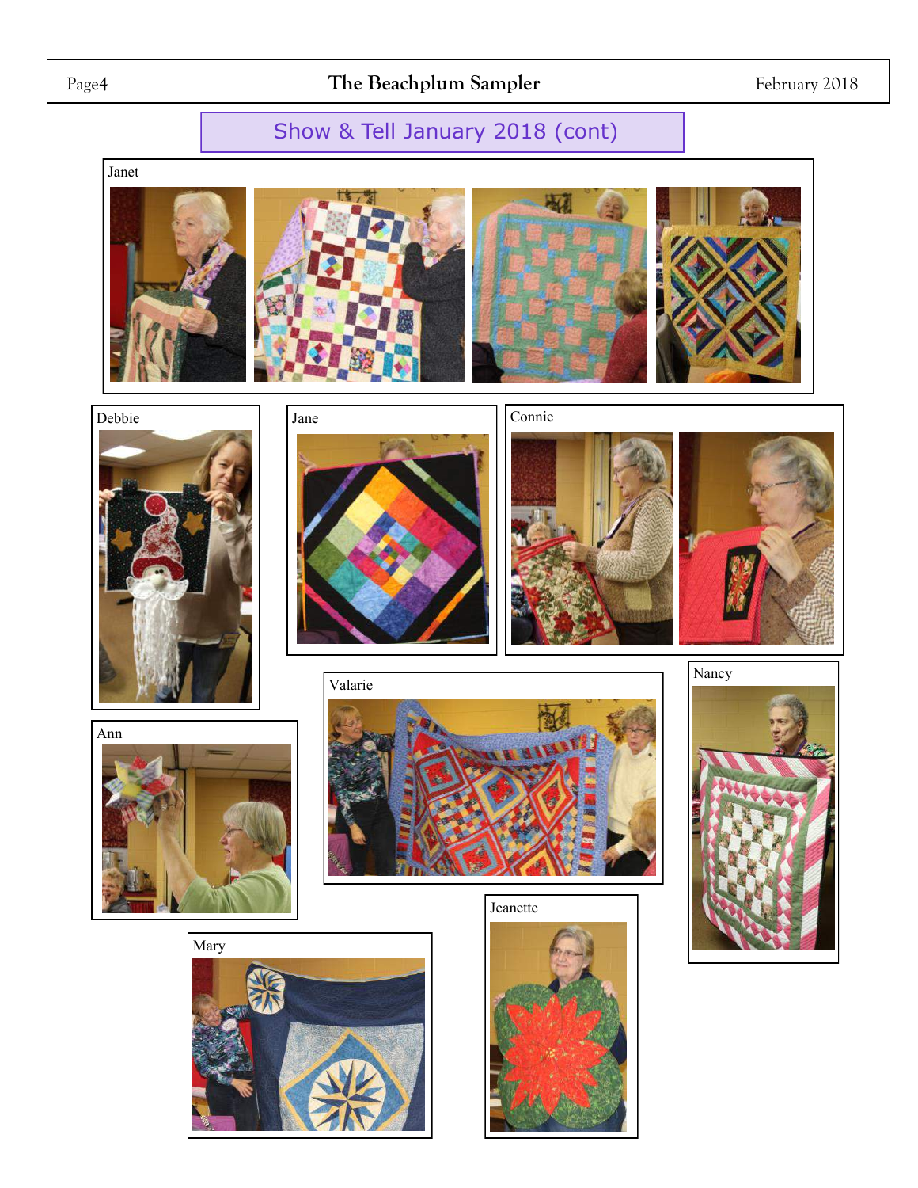## Show & Tell January 2018 (cont)

Janet

Debbie

Jane

Connie

Valarie

Nancy

Ann

Mary

Jeanette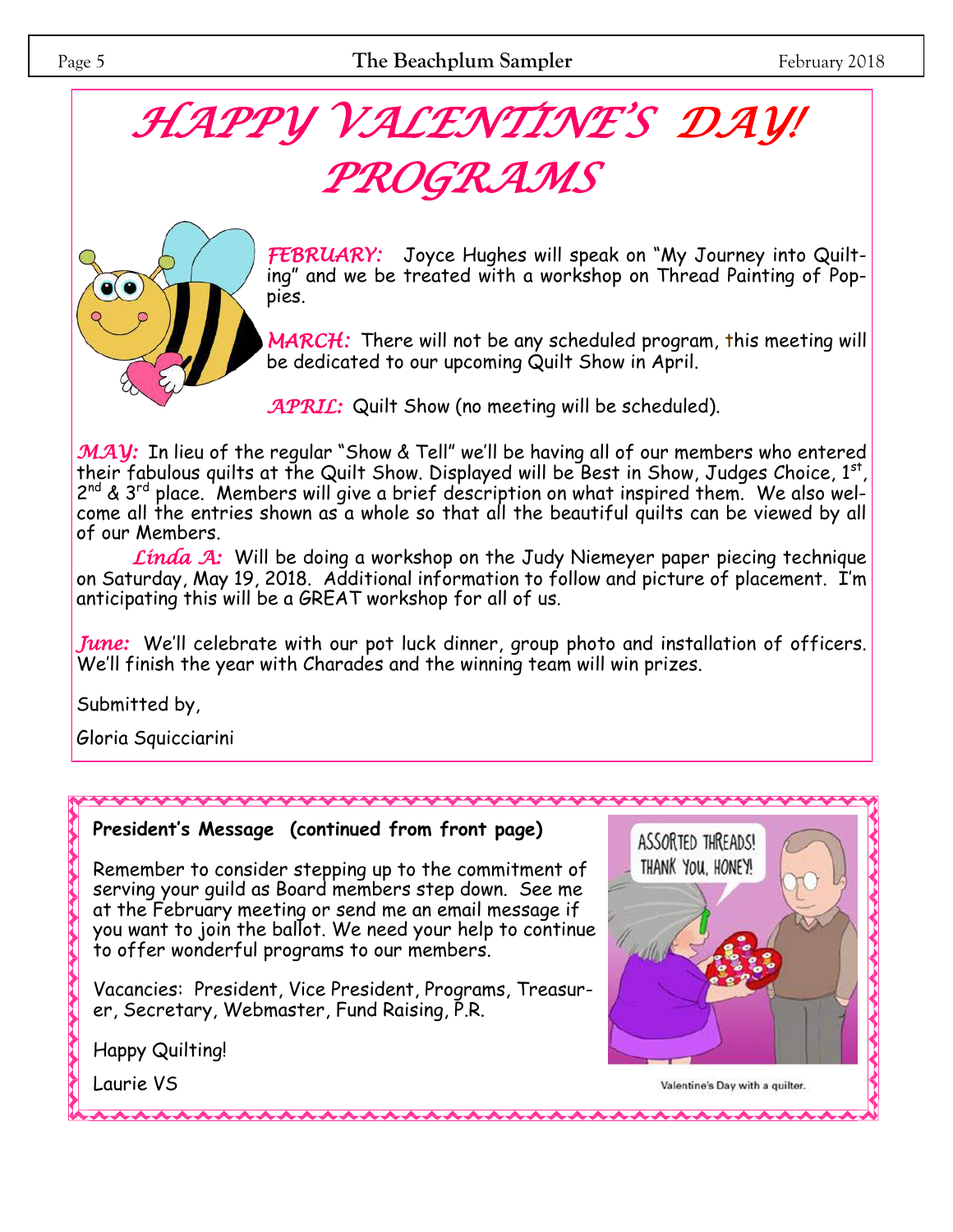# HAPPY VALENTINE'S DAY!

# PROGRAMS

*FEBRUARY:* Joyce Hughes will speak on "My Journey into Quilting" and we be treated with a workshop on Thread Painting of Poppies.

*MARCH:* There will not be any scheduled program, this meeting will be dedicated to our upcoming Quilt Show in April.

*APRIL:* Quilt Show (no meeting will be scheduled).

*MAY:* In lieu of the regular "Show & Tell" we'll be having all of our members who entered their fabulous quilts at the Quilt Show. Displayed will be Best in Show, Judges Choice, 1st, 2nd & 3rd place. Members will give a brief description on what inspired them. We also welcome all the entries shown as a whole so that all the beautiful quilts can be viewed by all of our Members.

*Linda A:* Will be doing a workshop on the Judy Niemeyer paper piecing technique on Saturday, May 19, 2018. Additional information to follow and picture of placement. I'm anticipating this will be a GREAT workshop for all of us.

*June:* We'll celebrate with our pot luck dinner, group photo and installation of officers. We'll finish the year with Charades and the winning team will win prizes.

Submitted by,

Gloria Squicciarini

**President's Message (continued from front page)**

Remember to consider stepping up to the commitment of serving your guild as Board members step down. See me at the February meeting or send me an email message if you want to join the ballot. We need your help to continue to offer wonderful programs to our members.

Vacancies: President, Vice President, Programs, Treasurer, Secretary, Webmaster, Fund Raising, P.R.

Happy Quilting!

Laurie VS

Valentine's Day with a quilter.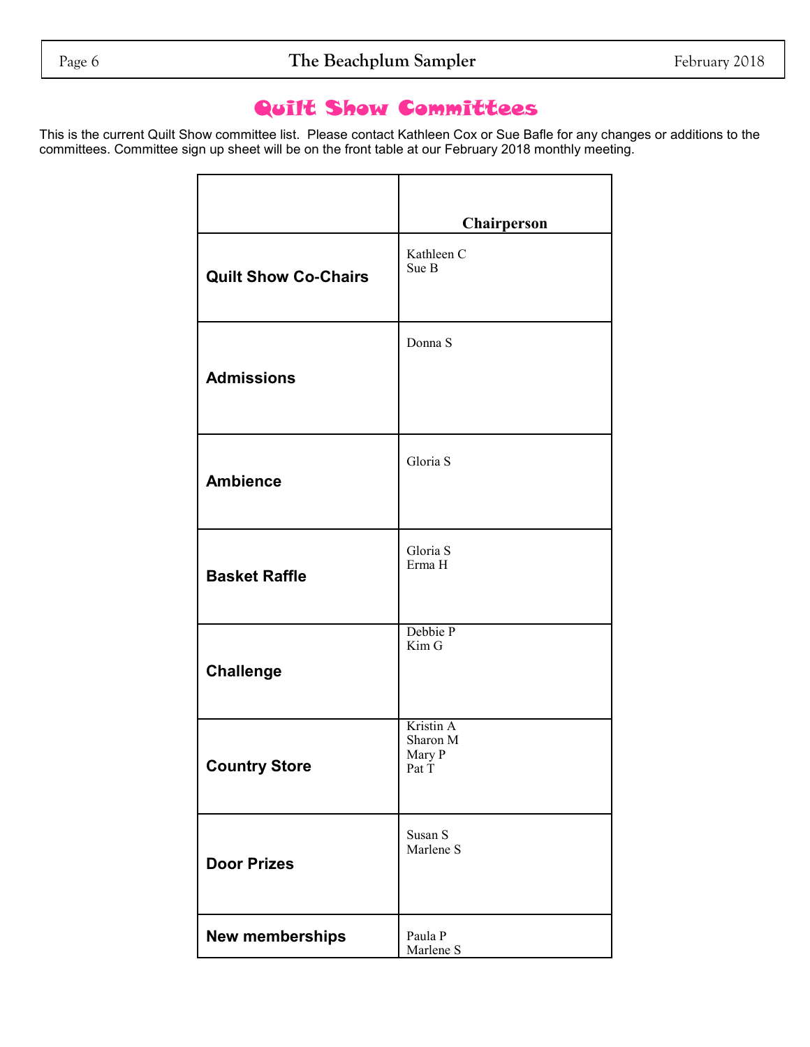# Quilt Show Committees

This is the current Quilt Show committee list. Please contact Kathleen Cox or Sue Bafle for any changes or additions to the committees. Committee sign up sheet will be on the front table at our February 2018 monthly meeting.

| | Chairperson |
|---|---|
| **Quilt Show Co-Chairs** | Kathleen C<br>Sue B |
| **Admissions** | Donna S |
| **Ambience** | Gloria S |
| **Basket Raffle** | Gloria S<br>Erma H |
| **Challenge** | Debbie P<br>Kim G |
| **Country Store** | Kristin A<br>Sharon M<br>Mary P<br>Pat T |
| **Door Prizes** | Susan S<br>Marlene S |
| **New memberships** | Paula P<br>Marlene S |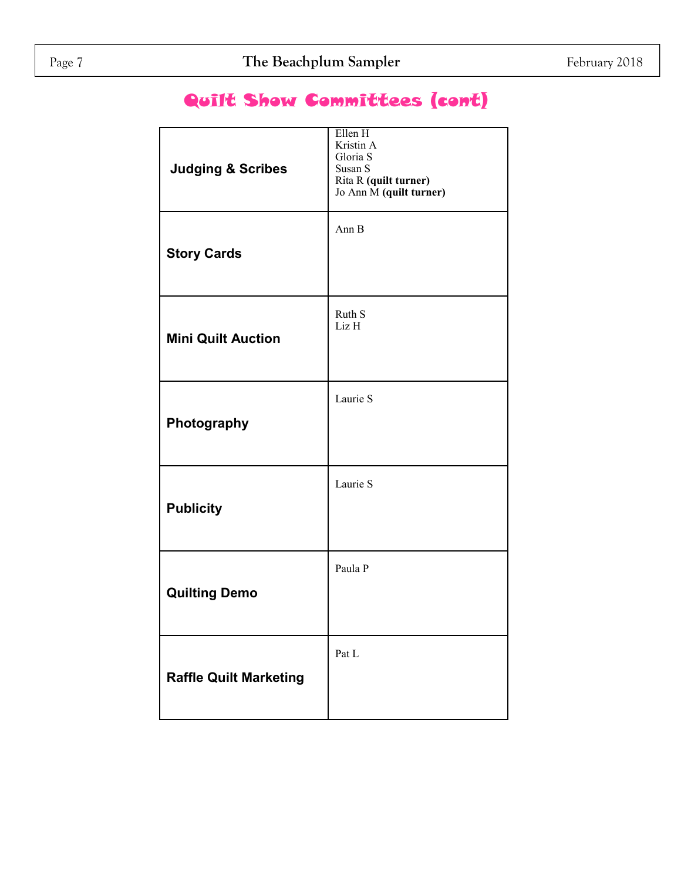# Quilt Show Committees (cont)

| Committee | Members |
|---|---|
| **Judging & Scribes** | Ellen H<br>Kristin A<br>Gloria S<br>Susan S<br>Rita R **(quilt turner)**<br>Jo Ann M **(quilt turner)** |
| **Story Cards** | Ann B |
| **Mini Quilt Auction** | Ruth S<br>Liz H |
| **Photography** | Laurie S |
| **Publicity** | Laurie S |
| **Quilting Demo** | Paula P |
| **Raffle Quilt Marketing** | Pat L |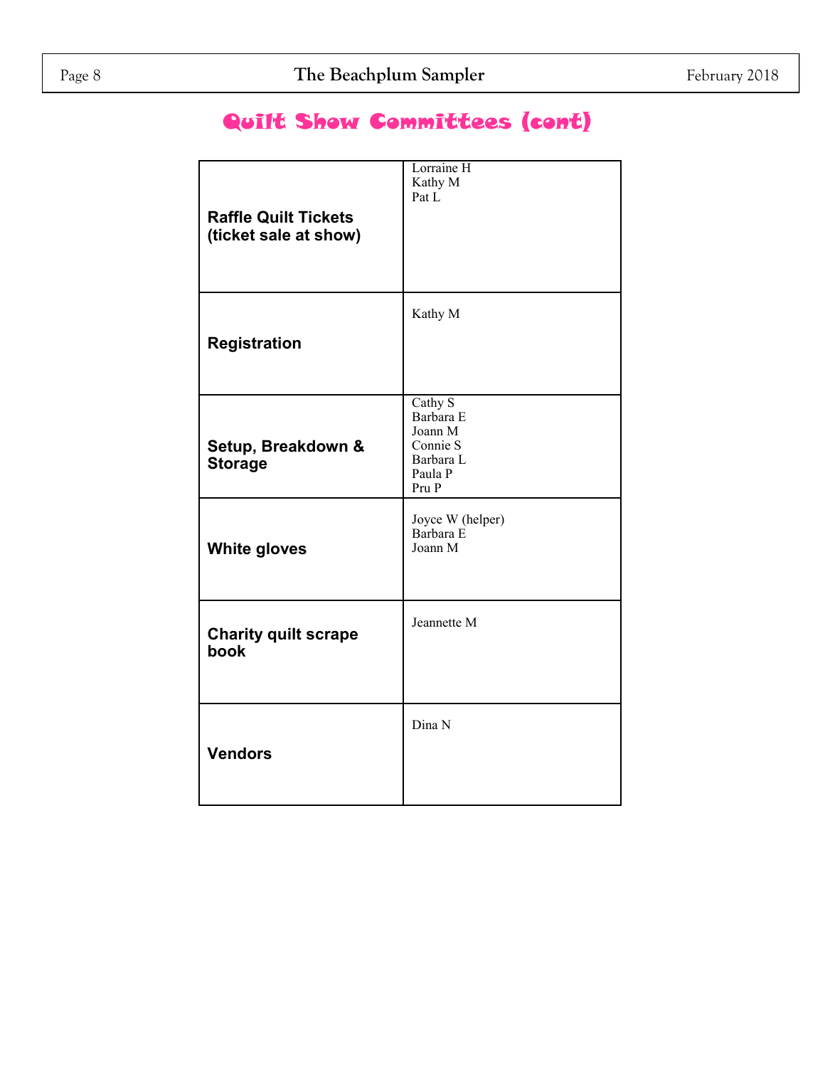## Quilt Show Committees (cont)

| Committee | Members |
|---|---|
| **Raffle Quilt Tickets (ticket sale at show)** | Lorraine H<br>Kathy M<br>Pat L |
| **Registration** | Kathy M |
| **Setup, Breakdown & Storage** | Cathy S<br>Barbara E<br>Joann M<br>Connie S<br>Barbara L<br>Paula P<br>Pru P |
| **White gloves** | Joyce W (helper)<br>Barbara E<br>Joann M |
| **Charity quilt scrape book** | Jeannette M |
| **Vendors** | Dina N |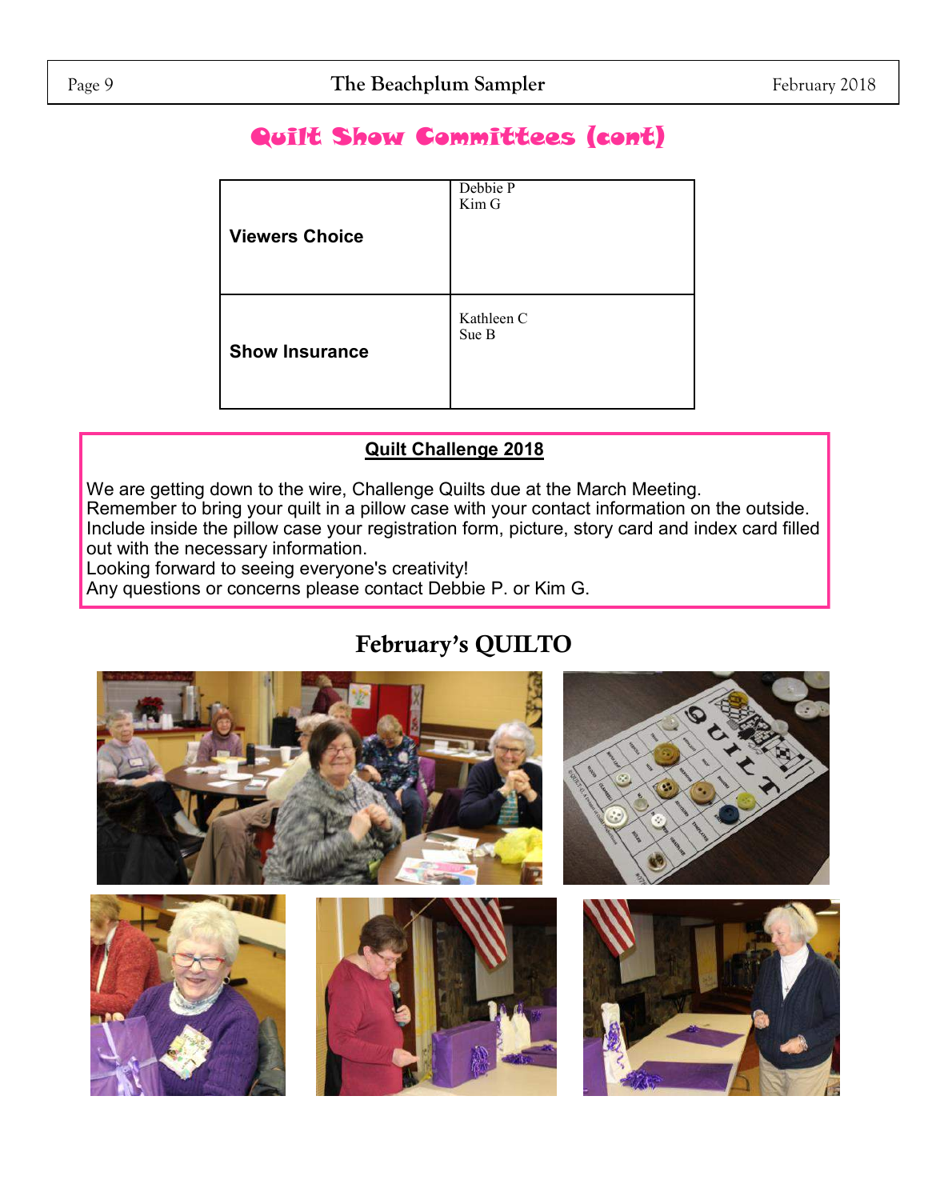# Quilt Show Committees (cont)

| | |
|---|---|
| **Viewers Choice** | Debbie P<br>Kim G |
| **Show Insurance** | Kathleen C<br>Sue B |

## Quilt Challenge 2018

We are getting down to the wire, Challenge Quilts due at the March Meeting.
Remember to bring your quilt in a pillow case with your contact information on the outside.
Include inside the pillow case your registration form, picture, story card and index card filled out with the necessary information.
Looking forward to seeing everyone's creativity!
Any questions or concerns please contact Debbie P. or Kim G.

## February's QUILTO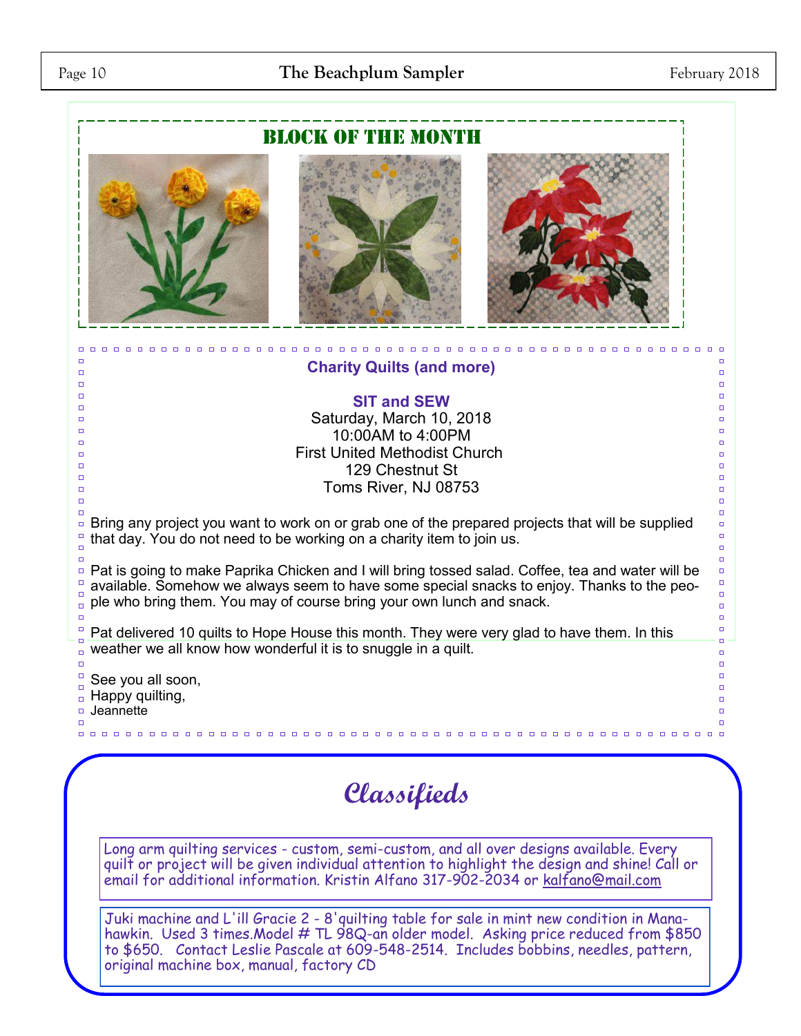## Block of the Month

## Charity Quilts (and more)

**SIT and SEW**

Saturday, March 10, 2018
10:00AM to 4:00PM
First United Methodist Church
129 Chestnut St
Toms River, NJ 08753

Bring any project you want to work on or grab one of the prepared projects that will be supplied that day. You do not need to be working on a charity item to join us.

Pat is going to make Paprika Chicken and I will bring tossed salad. Coffee, tea and water will be available. Somehow we always seem to have some special snacks to enjoy. Thanks to the people who bring them. You may of course bring your own lunch and snack.

Pat delivered 10 quilts to Hope House this month. They were very glad to have them. In this weather we all know how wonderful it is to snuggle in a quilt.

See you all soon,
Happy quilting,
Jeannette

## Classifieds

Long arm quilting services - custom, semi-custom, and all over designs available. Every quilt or project will be given individual attention to highlight the design and shine! Call or email for additional information. Kristin Alfano 317-902-2034 or kalfano@mail.com

Juki machine and L'ill Gracie 2 - 8'quilting table for sale in mint new condition in Manahawkin. Used 3 times.Model # TL 98Q-an older model. Asking price reduced from $850 to $650. Contact Leslie Pascale at 609-548-2514. Includes bobbins, needles, pattern, original machine box, manual, factory CD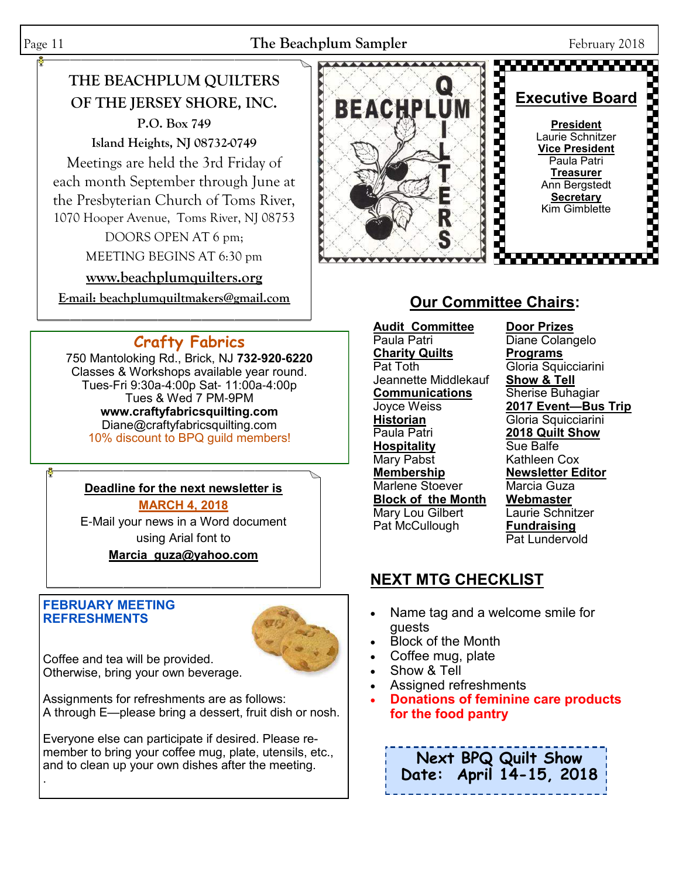## THE BEACHPLUM QUILTERS OF THE JERSEY SHORE, INC.

P.O. Box 749

Island Heights, NJ 08732-0749

Meetings are held the 3rd Friday of each month September through June at the Presbyterian Church of Toms River, 1070 Hooper Avenue, Toms River, NJ 08753

DOORS OPEN AT 6 pm;

MEETING BEGINS AT 6:30 pm

www.beachplumquilters.org

E-mail: beachplumquiltmakers@gmail.com

## Crafty Fabrics

750 Mantoloking Rd., Brick, NJ **732-920-6220**

Classes & Workshops available year round.

Tues-Fri 9:30a-4:00p Sat- 11:00a-4:00p

Tues & Wed 7 PM-9PM

**www.craftyfabricsquilting.com**

Diane@craftyfabricsquilting.com

10% discount to BPQ guild members!

**Deadline for the next newsletter is**

**MARCH 4, 2018**

E-Mail your news in a Word document using Arial font to

**Marcia_guza@yahoo.com**

## FEBRUARY MEETING REFRESHMENTS

Coffee and tea will be provided. Otherwise, bring your own beverage.

Assignments for refreshments are as follows:
A through E—please bring a dessert, fruit dish or nosh.

Everyone else can participate if desired. Please remember to bring your coffee mug, plate, utensils, etc., and to clean up your own dishes after the meeting.

.

BEACHPLUM QUILTERS

## Executive Board

**President**
Laurie Schnitzer

**Vice President**
Paula Patri

**Treasurer**
Ann Bergstedt

**Secretary**
Kim Gimblette

## Our Committee Chairs:

**Audit Committee**
Paula Patri

**Charity Quilts**
Pat Toth
Jeannette Middlekauf

**Communications**
Joyce Weiss

**Historian**
Paula Patri

**Hospitality**
Mary Pabst

**Membership**
Marlene Stoever

**Block of the Month**
Mary Lou Gilbert
Pat McCullough

**Door Prizes**
Diane Colangelo

**Programs**
Gloria Squicciarini

**Show & Tell**
Sherise Buhagiar

**2017 Event—Bus Trip**
Gloria Squicciarini

**2018 Quilt Show**
Sue Balfe
Kathleen Cox

**Newsletter Editor**
Marcia Guza

**Webmaster**
Laurie Schnitzer

**Fundraising**
Pat Lundervold

## NEXT MTG CHECKLIST

- Name tag and a welcome smile for guests
- Block of the Month
- Coffee mug, plate
- Show & Tell
- Assigned refreshments
- **Donations of feminine care products for the food pantry**

**Next BPQ Quilt Show**
**Date: April 14-15, 2018**